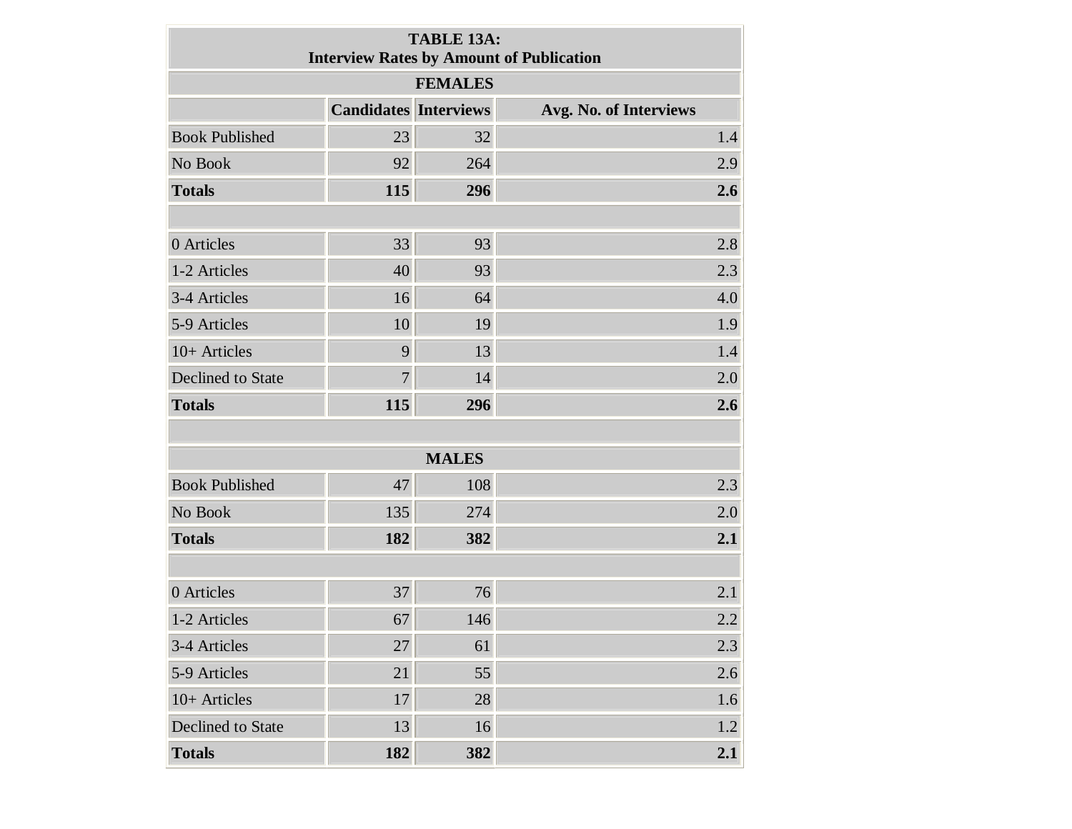**TABLE 13A:**
**Interview Rates by Amount of Publication**

| | Candidates | Interviews | Avg. No. of Interviews |
|---|---|---|---|
| **FEMALES** | | | |
| Book Published | 23 | 32 | 1.4 |
| No Book | 92 | 264 | 2.9 |
| **Totals** | **115** | **296** | **2.6** |
| | | | |
| 0 Articles | 33 | 93 | 2.8 |
| 1-2 Articles | 40 | 93 | 2.3 |
| 3-4 Articles | 16 | 64 | 4.0 |
| 5-9 Articles | 10 | 19 | 1.9 |
| 10+ Articles | 9 | 13 | 1.4 |
| Declined to State | 7 | 14 | 2.0 |
| **Totals** | **115** | **296** | **2.6** |
| | | | |
| **MALES** | | | |
| Book Published | 47 | 108 | 2.3 |
| No Book | 135 | 274 | 2.0 |
| **Totals** | **182** | **382** | **2.1** |
| | | | |
| 0 Articles | 37 | 76 | 2.1 |
| 1-2 Articles | 67 | 146 | 2.2 |
| 3-4 Articles | 27 | 61 | 2.3 |
| 5-9 Articles | 21 | 55 | 2.6 |
| 10+ Articles | 17 | 28 | 1.6 |
| Declined to State | 13 | 16 | 1.2 |
| **Totals** | **182** | **382** | **2.1** |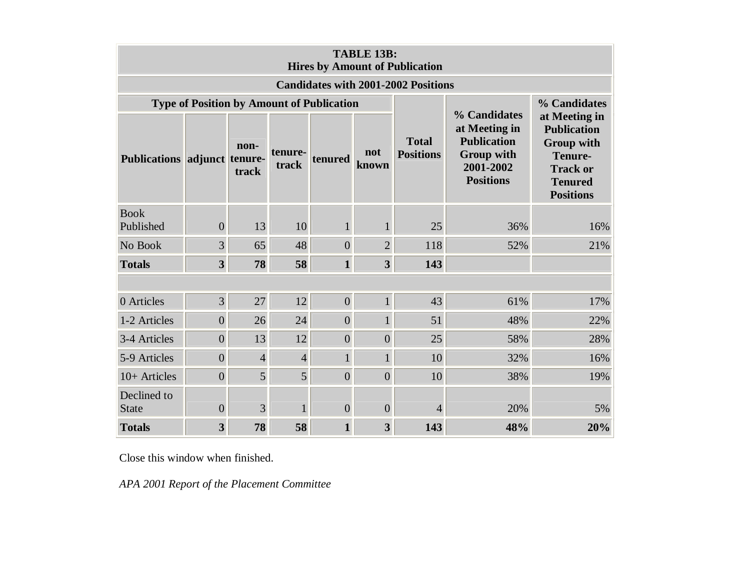| TABLE 13B: Hires by Amount of Publication | | | | | | | | |
|---|---|---|---|---|---|---|---|---|
| Candidates with 2001-2002 Positions | | | | | | | | |
| Type of Position by Amount of Publication | | | | | | | | |
| Publications | adjunct | non-tenure-track | tenure-track | tenured | not known | Total Positions | % Candidates at Meeting in Publication Group with 2001-2002 Positions | % Candidates at Meeting in Publication Group with Tenure-Track or Tenured Positions |
| Book Published | 0 | 13 | 10 | 1 | 1 | 25 | 36% | 16% |
| No Book | 3 | 65 | 48 | 0 | 2 | 118 | 52% | 21% |
| **Totals** | **3** | **78** | **58** | **1** | **3** | **143** | | |
| | | | | | | | | |
| 0 Articles | 3 | 27 | 12 | 0 | 1 | 43 | 61% | 17% |
| 1-2 Articles | 0 | 26 | 24 | 0 | 1 | 51 | 48% | 22% |
| 3-4 Articles | 0 | 13 | 12 | 0 | 0 | 25 | 58% | 28% |
| 5-9 Articles | 0 | 4 | 4 | 1 | 1 | 10 | 32% | 16% |
| 10+ Articles | 0 | 5 | 5 | 0 | 0 | 10 | 38% | 19% |
| Declined to State | 0 | 3 | 1 | 0 | 0 | 4 | 20% | 5% |
| **Totals** | **3** | **78** | **58** | **1** | **3** | **143** | **48%** | **20%** |

Close this window when finished.

*APA 2001 Report of the Placement Committee*